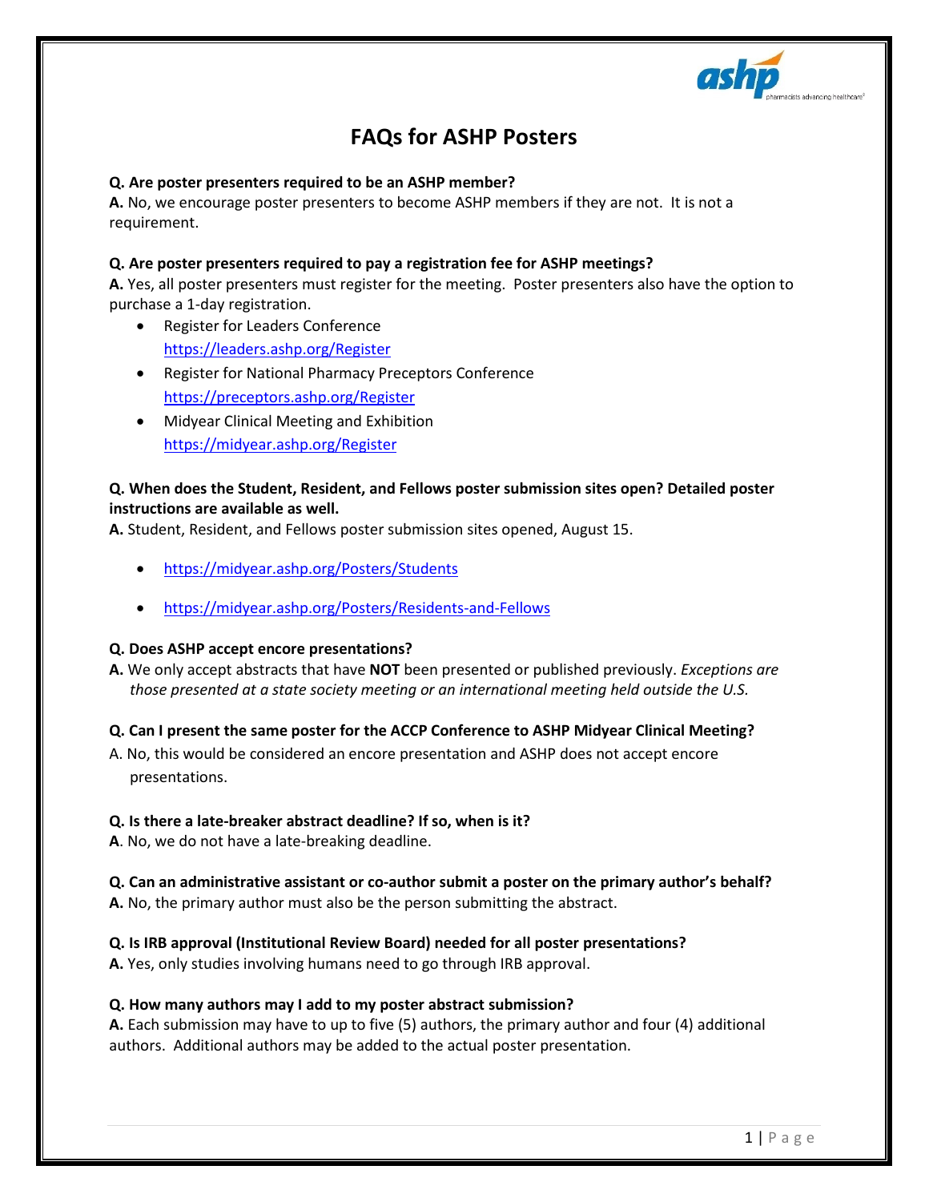# FAQs for ASHP Posters

**Q. Are poster presenters required to be an ASHP member?**
**A.** No, we encourage poster presenters to become ASHP members if they are not. It is not a requirement.

**Q. Are poster presenters required to pay a registration fee for ASHP meetings?**
**A.** Yes, all poster presenters must register for the meeting. Poster presenters also have the option to purchase a 1-day registration.

- Register for Leaders Conference
  https://leaders.ashp.org/Register
- Register for National Pharmacy Preceptors Conference
  https://preceptors.ashp.org/Register
- Midyear Clinical Meeting and Exhibition
  https://midyear.ashp.org/Register

**Q. When does the Student, Resident, and Fellows poster submission sites open? Detailed poster instructions are available as well.**
**A.** Student, Resident, and Fellows poster submission sites opened, August 15.

- https://midyear.ashp.org/Posters/Students
- https://midyear.ashp.org/Posters/Residents-and-Fellows

**Q. Does ASHP accept encore presentations?**
**A.** We only accept abstracts that have **NOT** been presented or published previously. *Exceptions are those presented at a state society meeting or an international meeting held outside the U.S.*

**Q. Can I present the same poster for the ACCP Conference to ASHP Midyear Clinical Meeting?**
A. No, this would be considered an encore presentation and ASHP does not accept encore presentations.

**Q. Is there a late-breaker abstract deadline? If so, when is it?**
**A**. No, we do not have a late-breaking deadline.

**Q. Can an administrative assistant or co-author submit a poster on the primary author's behalf?**
**A.** No, the primary author must also be the person submitting the abstract.

**Q. Is IRB approval (Institutional Review Board) needed for all poster presentations?**
**A.** Yes, only studies involving humans need to go through IRB approval.

**Q. How many authors may I add to my poster abstract submission?**
**A.** Each submission may have to up to five (5) authors, the primary author and four (4) additional authors. Additional authors may be added to the actual poster presentation.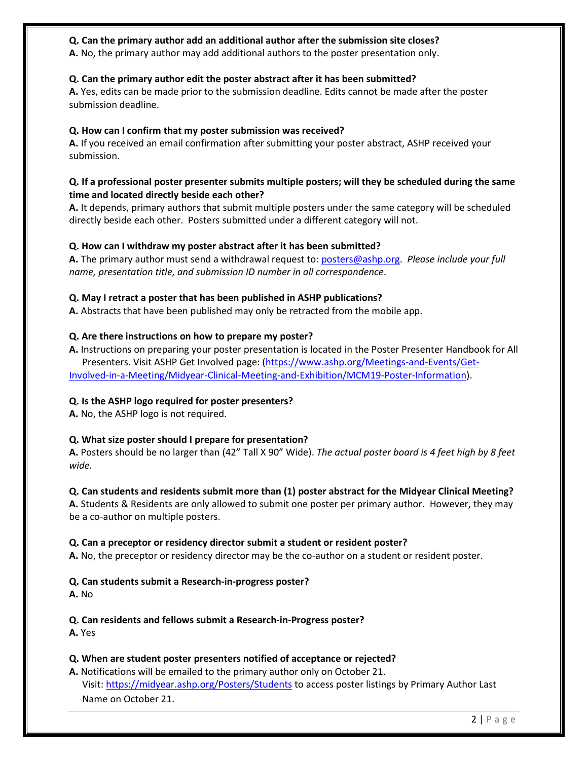**Q. Can the primary author add an additional author after the submission site closes?**
**A.** No, the primary author may add additional authors to the poster presentation only.

**Q. Can the primary author edit the poster abstract after it has been submitted?**
**A.** Yes, edits can be made prior to the submission deadline. Edits cannot be made after the poster submission deadline.

**Q. How can I confirm that my poster submission was received?**
**A.** If you received an email confirmation after submitting your poster abstract, ASHP received your submission.

**Q. If a professional poster presenter submits multiple posters; will they be scheduled during the same time and located directly beside each other?**
**A.** It depends, primary authors that submit multiple posters under the same category will be scheduled directly beside each other. Posters submitted under a different category will not.

**Q. How can I withdraw my poster abstract after it has been submitted?**
**A.** The primary author must send a withdrawal request to: posters@ashp.org. *Please include your full name, presentation title, and submission ID number in all correspondence*.

**Q. May I retract a poster that has been published in ASHP publications?**
**A.** Abstracts that have been published may only be retracted from the mobile app.

**Q. Are there instructions on how to prepare my poster?**
**A.** Instructions on preparing your poster presentation is located in the Poster Presenter Handbook for All Presenters. Visit ASHP Get Involved page: (https://www.ashp.org/Meetings-and-Events/Get-Involved-in-a-Meeting/Midyear-Clinical-Meeting-and-Exhibition/MCM19-Poster-Information).

**Q. Is the ASHP logo required for poster presenters?**
**A.** No, the ASHP logo is not required.

**Q. What size poster should I prepare for presentation?**
**A.** Posters should be no larger than (42" Tall X 90" Wide). *The actual poster board is 4 feet high by 8 feet wide.*

**Q. Can students and residents submit more than (1) poster abstract for the Midyear Clinical Meeting?**
**A.** Students & Residents are only allowed to submit one poster per primary author. However, they may be a co-author on multiple posters.

**Q. Can a preceptor or residency director submit a student or resident poster?**
**A.** No, the preceptor or residency director may be the co-author on a student or resident poster.

**Q. Can students submit a Research-in-progress poster?**
**A.** No

**Q. Can residents and fellows submit a Research-in-Progress poster?**
**A.** Yes

**Q. When are student poster presenters notified of acceptance or rejected?**
**A.** Notifications will be emailed to the primary author only on October 21.
Visit: https://midyear.ashp.org/Posters/Students to access poster listings by Primary Author Last Name on October 21.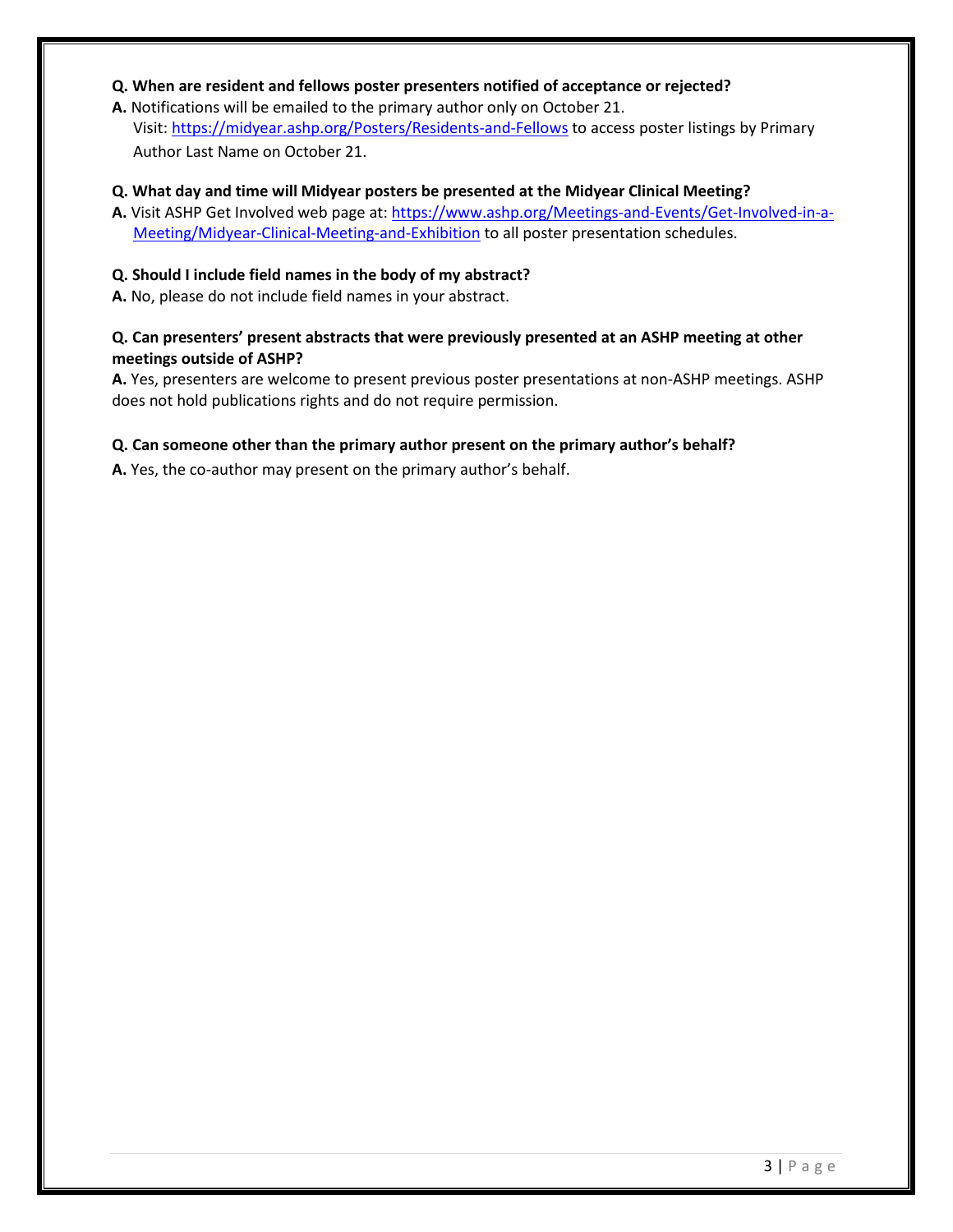**Q. When are resident and fellows poster presenters notified of acceptance or rejected?**

**A.** Notifications will be emailed to the primary author only on October 21.
Visit: [https://midyear.ashp.org/Posters/Residents-and-Fellows](https://midyear.ashp.org/Posters/Residents-and-Fellows) to access poster listings by Primary Author Last Name on October 21.

**Q. What day and time will Midyear posters be presented at the Midyear Clinical Meeting?**

**A.** Visit ASHP Get Involved web page at: [https://www.ashp.org/Meetings-and-Events/Get-Involved-in-a-Meeting/Midyear-Clinical-Meeting-and-Exhibition](https://www.ashp.org/Meetings-and-Events/Get-Involved-in-a-Meeting/Midyear-Clinical-Meeting-and-Exhibition) to all poster presentation schedules.

**Q. Should I include field names in the body of my abstract?**

**A.** No, please do not include field names in your abstract.

**Q. Can presenters' present abstracts that were previously presented at an ASHP meeting at other meetings outside of ASHP?**

**A.** Yes, presenters are welcome to present previous poster presentations at non-ASHP meetings. ASHP does not hold publications rights and do not require permission.

**Q. Can someone other than the primary author present on the primary author's behalf?**

**A.** Yes, the co-author may present on the primary author's behalf.